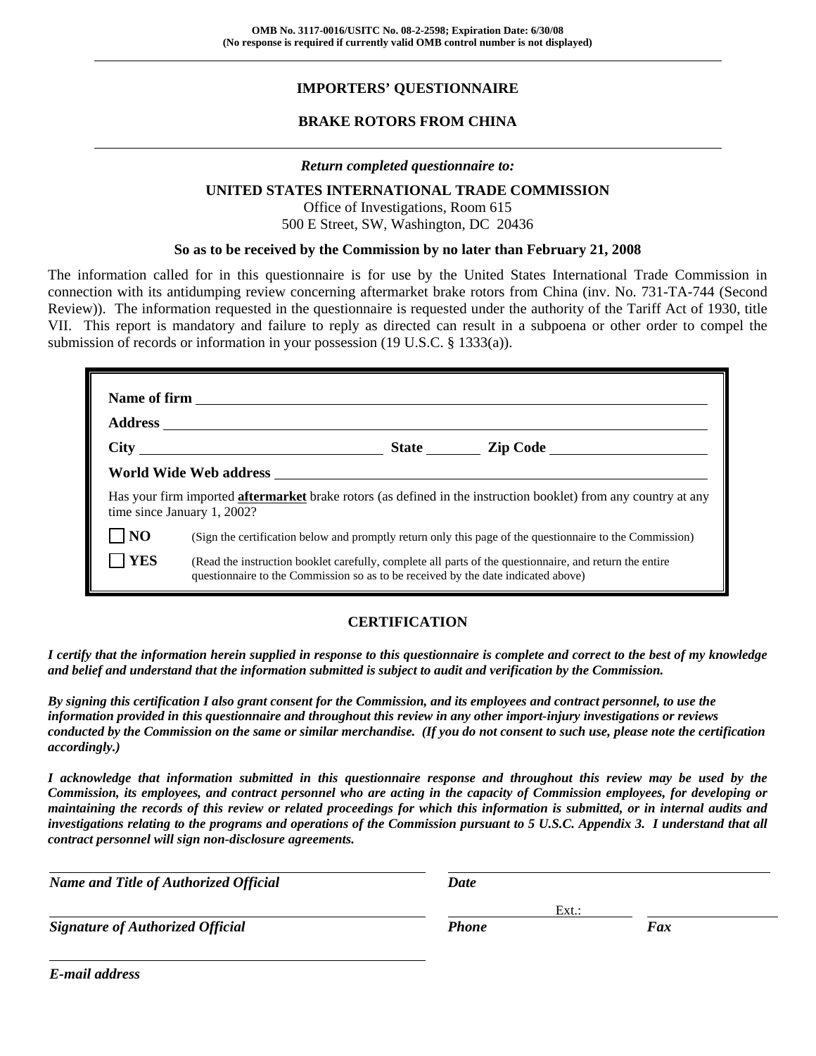**OMB No. 3117-0016/USITC No. 08-2-2598; Expiration Date: 6/30/08**
**(No response is required if currently valid OMB control number is not displayed)**

---

# IMPORTERS' QUESTIONNAIRE

## BRAKE ROTORS FROM CHINA

---

***Return completed questionnaire to:***

**UNITED STATES INTERNATIONAL TRADE COMMISSION**
Office of Investigations, Room 615
500 E Street, SW, Washington, DC 20436

**So as to be received by the Commission by no later than February 21, 2008**

The information called for in this questionnaire is for use by the United States International Trade Commission in connection with its antidumping review concerning aftermarket brake rotors from China (inv. No. 731-TA-744 (Second Review)). The information requested in the questionnaire is requested under the authority of the Tariff Act of 1930, title VII. This report is mandatory and failure to reply as directed can result in a subpoena or other order to compel the submission of records or information in your possession (19 U.S.C. § 1333(a)).

**Name of firm** ______________________________

**Address** ______________________________

**City** ______________ **State** ________ **Zip Code** ______________

**World Wide Web address** ______________________________

Has your firm imported **aftermarket** brake rotors (as defined in the instruction booklet) from any country at any time since January 1, 2002?

☐ **NO** (Sign the certification below and promptly return only this page of the questionnaire to the Commission)

☐ **YES** (Read the instruction booklet carefully, complete all parts of the questionnaire, and return the entire questionnaire to the Commission so as to be received by the date indicated above)

## CERTIFICATION

***I certify that the information herein supplied in response to this questionnaire is complete and correct to the best of my knowledge and belief and understand that the information submitted is subject to audit and verification by the Commission.***

***By signing this certification I also grant consent for the Commission, and its employees and contract personnel, to use the information provided in this questionnaire and throughout this review in any other import-injury investigations or reviews conducted by the Commission on the same or similar merchandise. (If you do not consent to such use, please note the certification accordingly.)***

***I acknowledge that information submitted in this questionnaire response and throughout this review may be used by the Commission, its employees, and contract personnel who are acting in the capacity of Commission employees, for developing or maintaining the records of this review or related proceedings for which this information is submitted, or in internal audits and investigations relating to the programs and operations of the Commission pursuant to 5 U.S.C. Appendix 3. I understand that all contract personnel will sign non-disclosure agreements.***

______________________________ ______________________________
***Name and Title of Authorized Official*** ***Date***

______________________________ ______________ Ext.: ______ ______________
***Signature of Authorized Official*** ***Phone*** ***Fax***

______________________________
***E-mail address***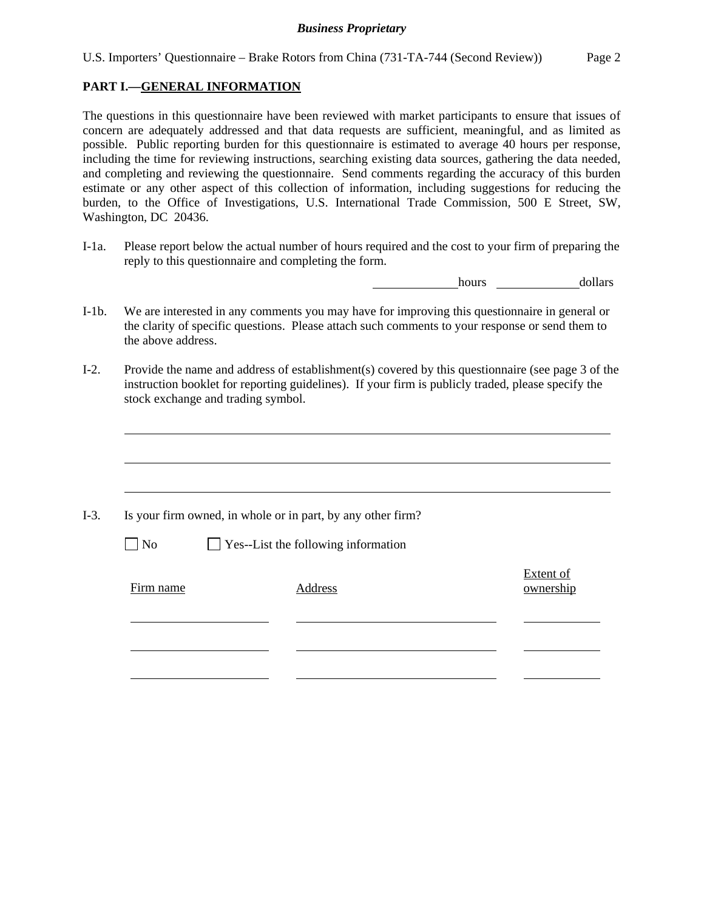## PART I.—GENERAL INFORMATION

The questions in this questionnaire have been reviewed with market participants to ensure that issues of concern are adequately addressed and that data requests are sufficient, meaningful, and as limited as possible. Public reporting burden for this questionnaire is estimated to average 40 hours per response, including the time for reviewing instructions, searching existing data sources, gathering the data needed, and completing and reviewing the questionnaire. Send comments regarding the accuracy of this burden estimate or any other aspect of this collection of information, including suggestions for reducing the burden, to the Office of Investigations, U.S. International Trade Commission, 500 E Street, SW, Washington, DC 20436.

I-1a. Please report below the actual number of hours required and the cost to your firm of preparing the reply to this questionnaire and completing the form.

_____________ hours _____________ dollars

I-1b. We are interested in any comments you may have for improving this questionnaire in general or the clarity of specific questions. Please attach such comments to your response or send them to the above address.

I-2. Provide the name and address of establishment(s) covered by this questionnaire (see page 3 of the instruction booklet for reporting guidelines). If your firm is publicly traded, please specify the stock exchange and trading symbol.

______________________________________________________________________

______________________________________________________________________

______________________________________________________________________

I-3. Is your firm owned, in whole or in part, by any other firm?

☐ No ☐ Yes--List the following information

| Firm name | Address | Extent of ownership |
|---|---|---|
| | | |
| | | |
| | | |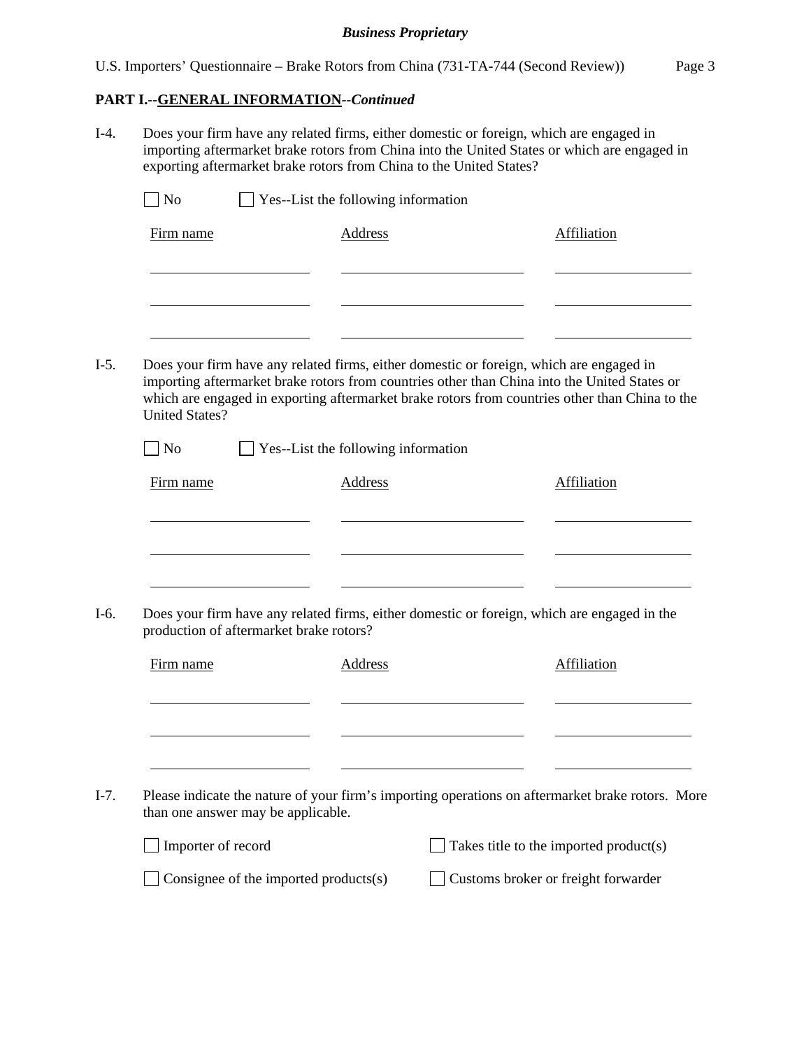**PART I.--GENERAL INFORMATION--*Continued***

I-4. Does your firm have any related firms, either domestic or foreign, which are engaged in importing aftermarket brake rotors from China into the United States or which are engaged in exporting aftermarket brake rotors from China to the United States?

☐ No ☐ Yes--List the following information

| Firm name | Address | Affiliation |
|---|---|---|
| | | |
| | | |
| | | |

I-5. Does your firm have any related firms, either domestic or foreign, which are engaged in importing aftermarket brake rotors from countries other than China into the United States or which are engaged in exporting aftermarket brake rotors from countries other than China to the United States?

☐ No ☐ Yes--List the following information

| Firm name | Address | Affiliation |
|---|---|---|
| | | |
| | | |
| | | |

I-6. Does your firm have any related firms, either domestic or foreign, which are engaged in the production of aftermarket brake rotors?

| Firm name | Address | Affiliation |
|---|---|---|
| | | |
| | | |
| | | |

I-7. Please indicate the nature of your firm's importing operations on aftermarket brake rotors. More than one answer may be applicable.

☐ Importer of record ☐ Takes title to the imported product(s)

☐ Consignee of the imported products(s) ☐ Customs broker or freight forwarder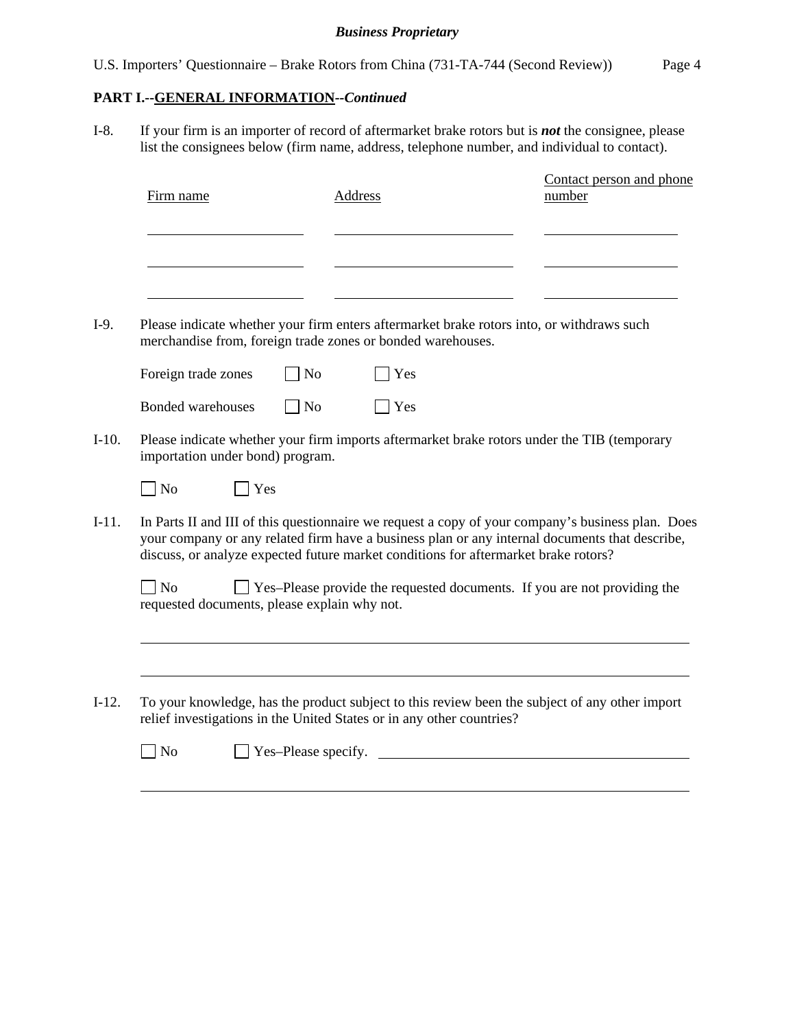**PART I.--GENERAL INFORMATION--*Continued***

I-8. If your firm is an importer of record of aftermarket brake rotors but is ***not*** the consignee, please list the consignees below (firm name, address, telephone number, and individual to contact).

| Firm name | Address | Contact person and phone number |
|---|---|---|
| | | |
| | | |
| | | |

I-9. Please indicate whether your firm enters aftermarket brake rotors into, or withdraws such merchandise from, foreign trade zones or bonded warehouses.

Foreign trade zones ☐ No ☐ Yes

Bonded warehouses ☐ No ☐ Yes

I-10. Please indicate whether your firm imports aftermarket brake rotors under the TIB (temporary importation under bond) program.

☐ No ☐ Yes

I-11. In Parts II and III of this questionnaire we request a copy of your company's business plan. Does your company or any related firm have a business plan or any internal documents that describe, discuss, or analyze expected future market conditions for aftermarket brake rotors?

☐ No ☐ Yes–Please provide the requested documents. If you are not providing the requested documents, please explain why not.

I-12. To your knowledge, has the product subject to this review been the subject of any other import relief investigations in the United States or in any other countries?

☐ No ☐ Yes–Please specify.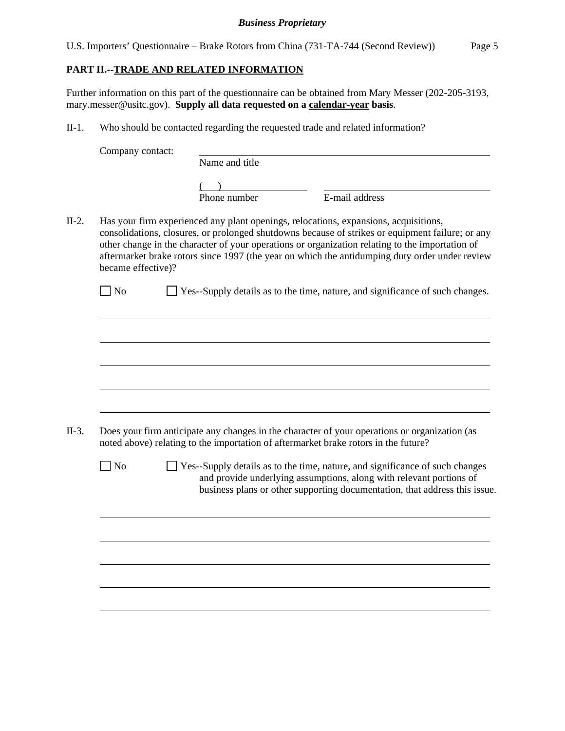## PART II.--TRADE AND RELATED INFORMATION

Further information on this part of the questionnaire can be obtained from Mary Messer (202-205-3193, mary.messer@usitc.gov). **Supply all data requested on a calendar-year basis**.

II-1. Who should be contacted regarding the requested trade and related information?

Company contact: ______________________________
Name and title

( ) ______________ ______________________________
Phone number E-mail address

II-2. Has your firm experienced any plant openings, relocations, expansions, acquisitions, consolidations, closures, or prolonged shutdowns because of strikes or equipment failure; or any other change in the character of your operations or organization relating to the importation of aftermarket brake rotors since 1997 (the year on which the antidumping duty order under review became effective)?

☐ No ☐ Yes--Supply details as to the time, nature, and significance of such changes.

______________________________________________________________________

______________________________________________________________________

______________________________________________________________________

______________________________________________________________________

______________________________________________________________________

II-3. Does your firm anticipate any changes in the character of your operations or organization (as noted above) relating to the importation of aftermarket brake rotors in the future?

☐ No ☐ Yes--Supply details as to the time, nature, and significance of such changes and provide underlying assumptions, along with relevant portions of business plans or other supporting documentation, that address this issue.

______________________________________________________________________

______________________________________________________________________

______________________________________________________________________

______________________________________________________________________

______________________________________________________________________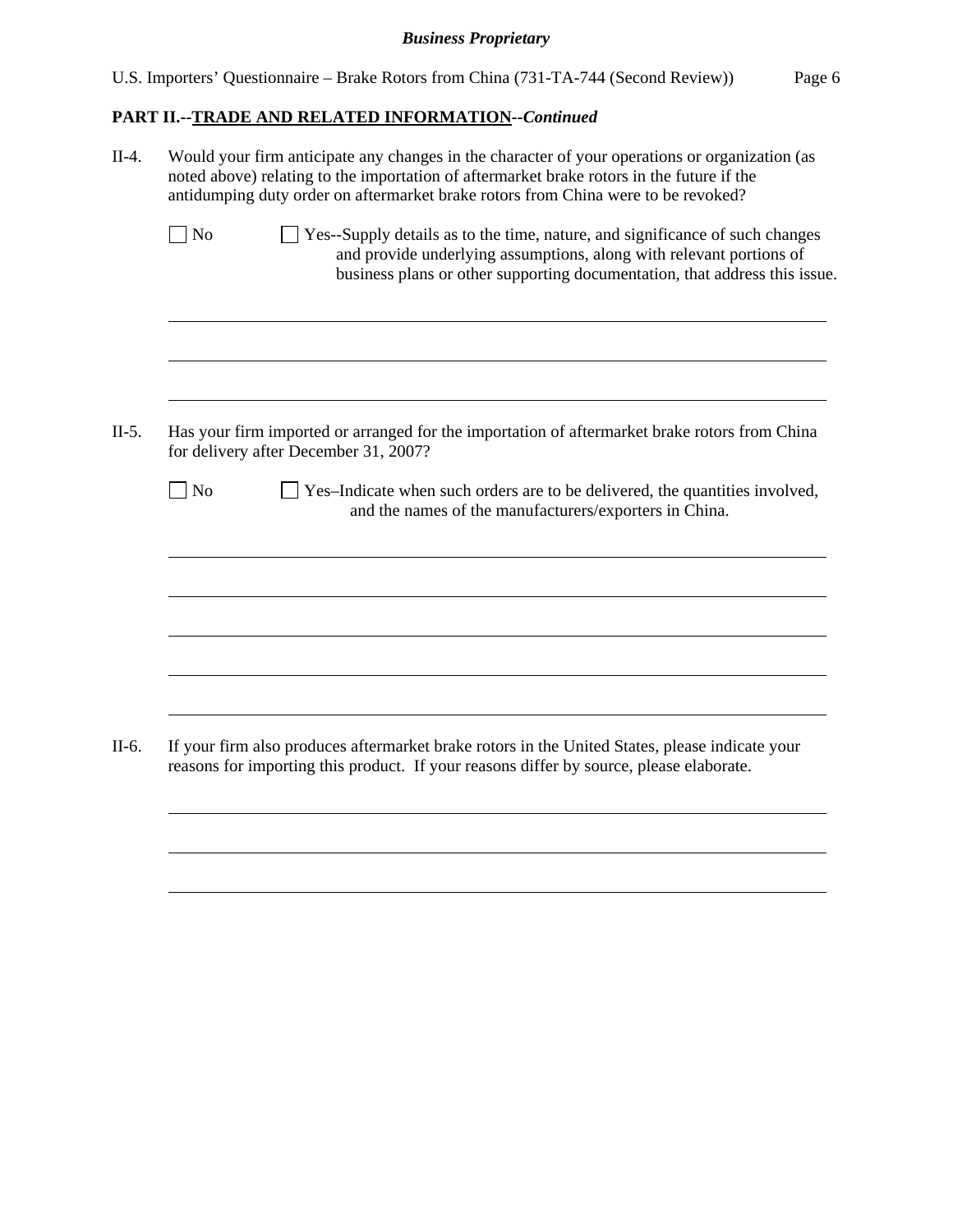## PART II.--TRADE AND RELATED INFORMATION--*Continued*

II-4. Would your firm anticipate any changes in the character of your operations or organization (as noted above) relating to the importation of aftermarket brake rotors in the future if the antidumping duty order on aftermarket brake rotors from China were to be revoked?

☐ No ☐ Yes--Supply details as to the time, nature, and significance of such changes and provide underlying assumptions, along with relevant portions of business plans or other supporting documentation, that address this issue.

II-5. Has your firm imported or arranged for the importation of aftermarket brake rotors from China for delivery after December 31, 2007?

☐ No ☐ Yes–Indicate when such orders are to be delivered, the quantities involved, and the names of the manufacturers/exporters in China.

II-6. If your firm also produces aftermarket brake rotors in the United States, please indicate your reasons for importing this product. If your reasons differ by source, please elaborate.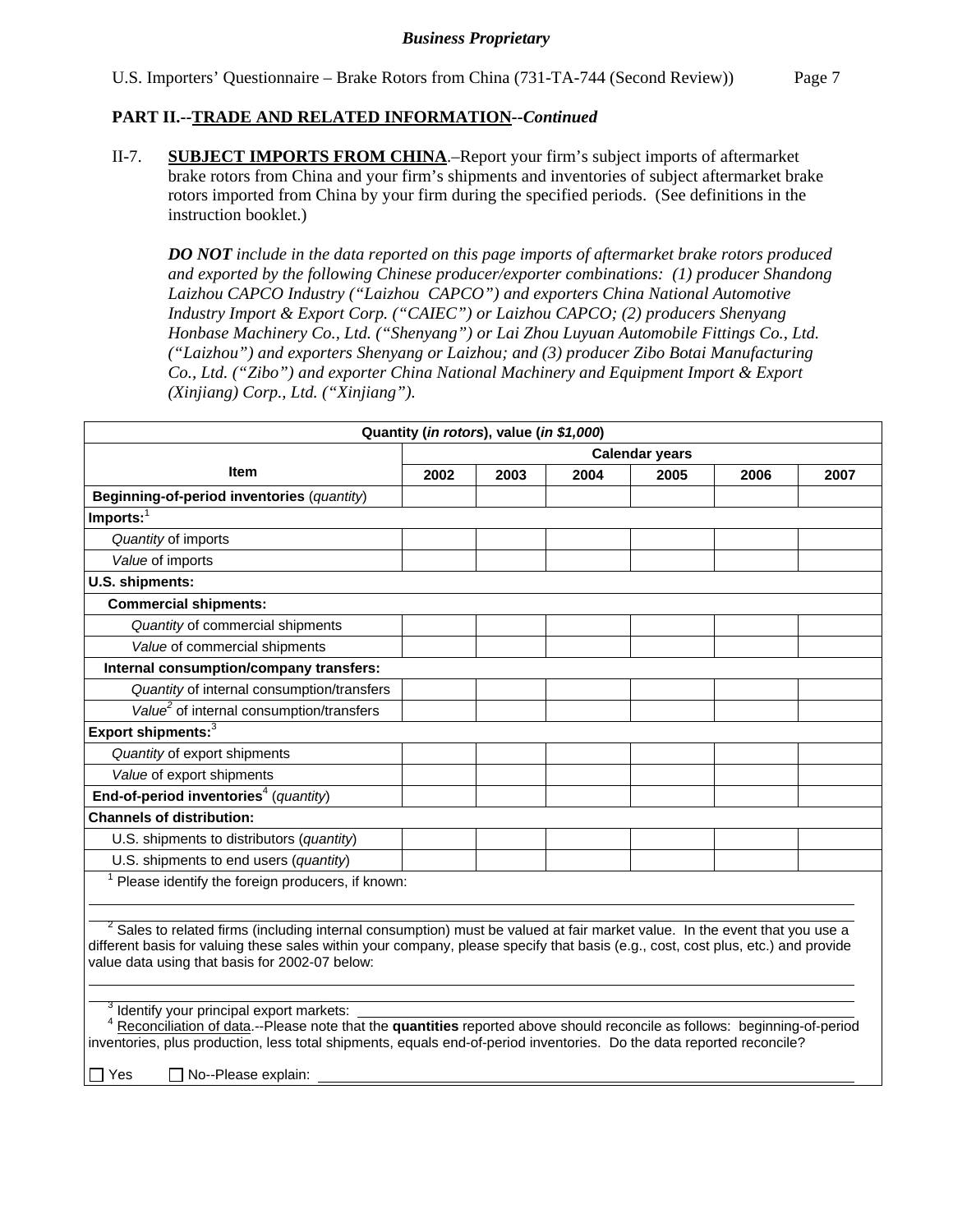*Business Proprietary*

**PART II.--TRADE AND RELATED INFORMATION--*Continued***

II-7. **SUBJECT IMPORTS FROM CHINA**.–Report your firm's subject imports of aftermarket brake rotors from China and your firm's shipments and inventories of subject aftermarket brake rotors imported from China by your firm during the specified periods. (See definitions in the instruction booklet.)

***DO NOT** include in the data reported on this page imports of aftermarket brake rotors produced and exported by the following Chinese producer/exporter combinations: (1) producer Shandong Laizhou CAPCO Industry ("Laizhou CAPCO") and exporters China National Automotive Industry Import & Export Corp. ("CAIEC") or Laizhou CAPCO; (2) producers Shenyang Honbase Machinery Co., Ltd. ("Shenyang") or Lai Zhou Luyuan Automobile Fittings Co., Ltd. ("Laizhou") and exporters Shenyang or Laizhou; and (3) producer Zibo Botai Manufacturing Co., Ltd. ("Zibo") and exporter China National Machinery and Equipment Import & Export (Xinjiang) Corp., Ltd. ("Xinjiang").*

| Quantity (*in rotors*), value (*in $1,000*) | | | | | | |
|---|---|---|---|---|---|---|
| Item | Calendar years | | | | | |
| | 2002 | 2003 | 2004 | 2005 | 2006 | 2007 |
| **Beginning-of-period inventories** (*quantity*) | | | | | | |
| **Imports:**[1] | | | | | | |
| *Quantity* of imports | | | | | | |
| *Value* of imports | | | | | | |
| **U.S. shipments:** | | | | | | |
| **Commercial shipments:** | | | | | | |
| *Quantity* of commercial shipments | | | | | | |
| *Value* of commercial shipments | | | | | | |
| **Internal consumption/company transfers:** | | | | | | |
| *Quantity* of internal consumption/transfers | | | | | | |
| *Value*[2] of internal consumption/transfers | | | | | | |
| **Export shipments:**[3] | | | | | | |
| *Quantity* of export shipments | | | | | | |
| *Value* of export shipments | | | | | | |
| **End-of-period inventories**[4] (*quantity*) | | | | | | |
| **Channels of distribution:** | | | | | | |
| U.S. shipments to distributors (*quantity*) | | | | | | |
| U.S. shipments to end users (*quantity*) | | | | | | |

[1] Please identify the foreign producers, if known: ______________________

[2] Sales to related firms (including internal consumption) must be valued at fair market value. In the event that you use a different basis for valuing these sales within your company, please specify that basis (e.g., cost, cost plus, etc.) and provide value data using that basis for 2002-07 below: ______________________

[3] Identify your principal export markets: ______________________

[4] Reconciliation of data.--Please note that the **quantities** reported above should reconcile as follows: beginning-of-period inventories, plus production, less total shipments, equals end-of-period inventories. Do the data reported reconcile?

☐ Yes ☐ No--Please explain: ______________________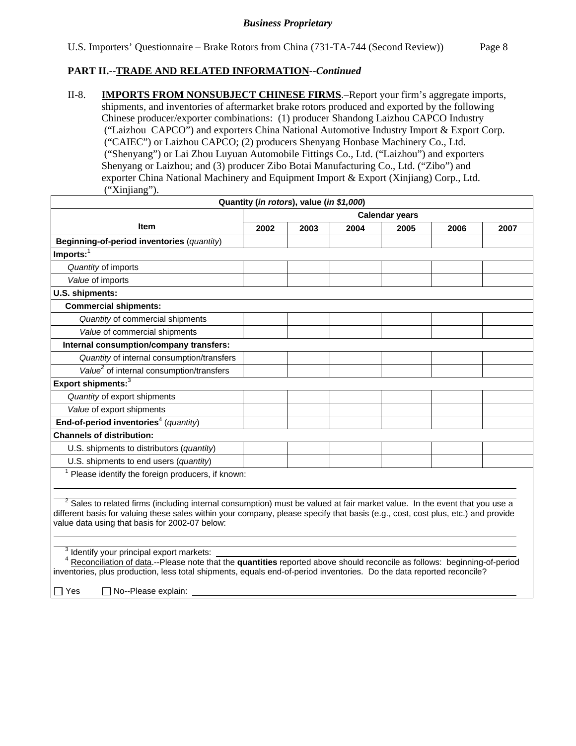**PART II.--TRADE AND RELATED INFORMATION--*Continued***

II-8. **IMPORTS FROM NONSUBJECT CHINESE FIRMS**.–Report your firm's aggregate imports, shipments, and inventories of aftermarket brake rotors produced and exported by the following Chinese producer/exporter combinations: (1) producer Shandong Laizhou CAPCO Industry ("Laizhou CAPCO") and exporters China National Automotive Industry Import & Export Corp. ("CAIEC") or Laizhou CAPCO; (2) producers Shenyang Honbase Machinery Co., Ltd. ("Shenyang") or Lai Zhou Luyuan Automobile Fittings Co., Ltd. ("Laizhou") and exporters Shenyang or Laizhou; and (3) producer Zibo Botai Manufacturing Co., Ltd. ("Zibo") and exporter China National Machinery and Equipment Import & Export (Xinjiang) Corp., Ltd. ("Xinjiang").

| Quantity (*in rotors*), value (*in $1,000*) | | | | | | |
|---|---|---|---|---|---|---|
| Item | Calendar years | | | | | |
| | 2002 | 2003 | 2004 | 2005 | 2006 | 2007 |
| **Beginning-of-period inventories** (*quantity*) | | | | | | |
| **Imports:**[1] | | | | | | |
| *Quantity* of imports | | | | | | |
| *Value* of imports | | | | | | |
| **U.S. shipments:** | | | | | | |
| **Commercial shipments:** | | | | | | |
| *Quantity* of commercial shipments | | | | | | |
| *Value* of commercial shipments | | | | | | |
| **Internal consumption/company transfers:** | | | | | | |
| *Quantity* of internal consumption/transfers | | | | | | |
| *Value*[2] of internal consumption/transfers | | | | | | |
| **Export shipments:**[3] | | | | | | |
| *Quantity* of export shipments | | | | | | |
| *Value* of export shipments | | | | | | |
| **End-of-period inventories**[4] (*quantity*) | | | | | | |
| **Channels of distribution:** | | | | | | |
| U.S. shipments to distributors (*quantity*) | | | | | | |
| U.S. shipments to end users (*quantity*) | | | | | | |

[1] Please identify the foreign producers, if known: \_\_\_\_\_\_\_\_\_\_\_\_\_\_\_\_\_\_\_\_

[2] Sales to related firms (including internal consumption) must be valued at fair market value. In the event that you use a different basis for valuing these sales within your company, please specify that basis (e.g., cost, cost plus, etc.) and provide value data using that basis for 2002-07 below:

\_\_\_\_\_\_\_\_\_\_\_\_\_\_\_\_\_\_\_\_

[3] Identify your principal export markets: \_\_\_\_\_\_\_\_\_\_\_\_\_\_\_\_\_\_\_\_

[4] Reconciliation of data.--Please note that the **quantities** reported above should reconcile as follows: beginning-of-period inventories, plus production, less total shipments, equals end-of-period inventories. Do the data reported reconcile?

☐ Yes ☐ No--Please explain: \_\_\_\_\_\_\_\_\_\_\_\_\_\_\_\_\_\_\_\_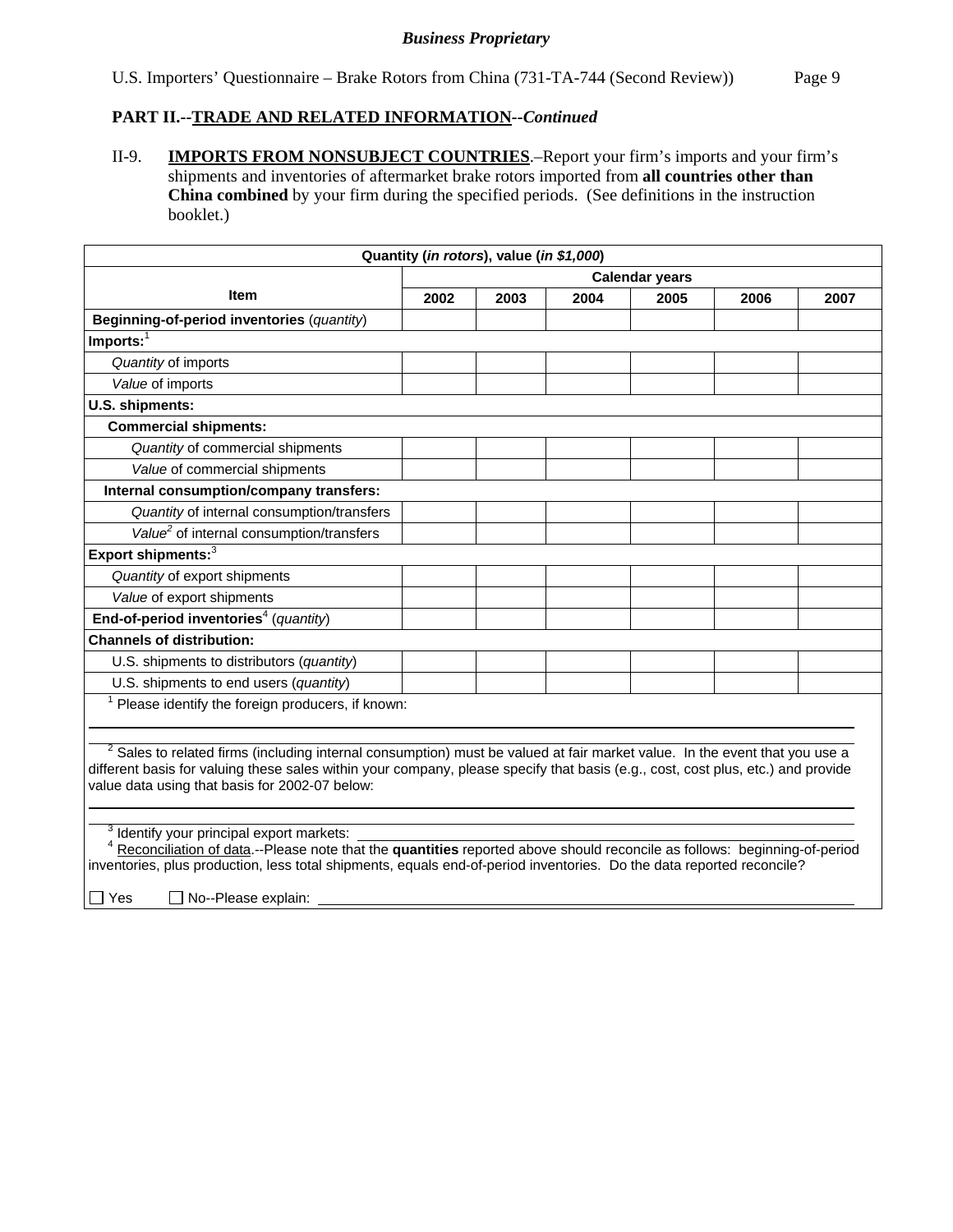*Business Proprietary*

U.S. Importers' Questionnaire – Brake Rotors from China (731-TA-744 (Second Review))

## PART II.--TRADE AND RELATED INFORMATION--*Continued*

II-9. **IMPORTS FROM NONSUBJECT COUNTRIES**.–Report your firm's imports and your firm's shipments and inventories of aftermarket brake rotors imported from **all countries other than China combined** by your firm during the specified periods. (See definitions in the instruction booklet.)

| Quantity (*in rotors*), value (*in $1,000*) | | | | | | |
|---|---|---|---|---|---|---|
| | Calendar years | | | | | |
| **Item** | **2002** | **2003** | **2004** | **2005** | **2006** | **2007** |
| **Beginning-of-period inventories** (*quantity*) | | | | | | |
| **Imports:**[1] | | | | | | |
| *Quantity* of imports | | | | | | |
| *Value* of imports | | | | | | |
| **U.S. shipments:** | | | | | | |
| **Commercial shipments:** | | | | | | |
| *Quantity* of commercial shipments | | | | | | |
| *Value* of commercial shipments | | | | | | |
| **Internal consumption/company transfers:** | | | | | | |
| *Quantity* of internal consumption/transfers | | | | | | |
| *Value*[2] of internal consumption/transfers | | | | | | |
| **Export shipments:**[3] | | | | | | |
| *Quantity* of export shipments | | | | | | |
| *Value* of export shipments | | | | | | |
| **End-of-period inventories**[4] (*quantity*) | | | | | | |
| **Channels of distribution:** | | | | | | |
| U.S. shipments to distributors (*quantity*) | | | | | | |
| U.S. shipments to end users (*quantity*) | | | | | | |

[1] Please identify the foreign producers, if known:

[2] Sales to related firms (including internal consumption) must be valued at fair market value. In the event that you use a different basis for valuing these sales within your company, please specify that basis (e.g., cost, cost plus, etc.) and provide value data using that basis for 2002-07 below:

[3] Identify your principal export markets:

[4] Reconciliation of data.--Please note that the **quantities** reported above should reconcile as follows: beginning-of-period inventories, plus production, less total shipments, equals end-of-period inventories. Do the data reported reconcile?

☐ Yes ☐ No--Please explain: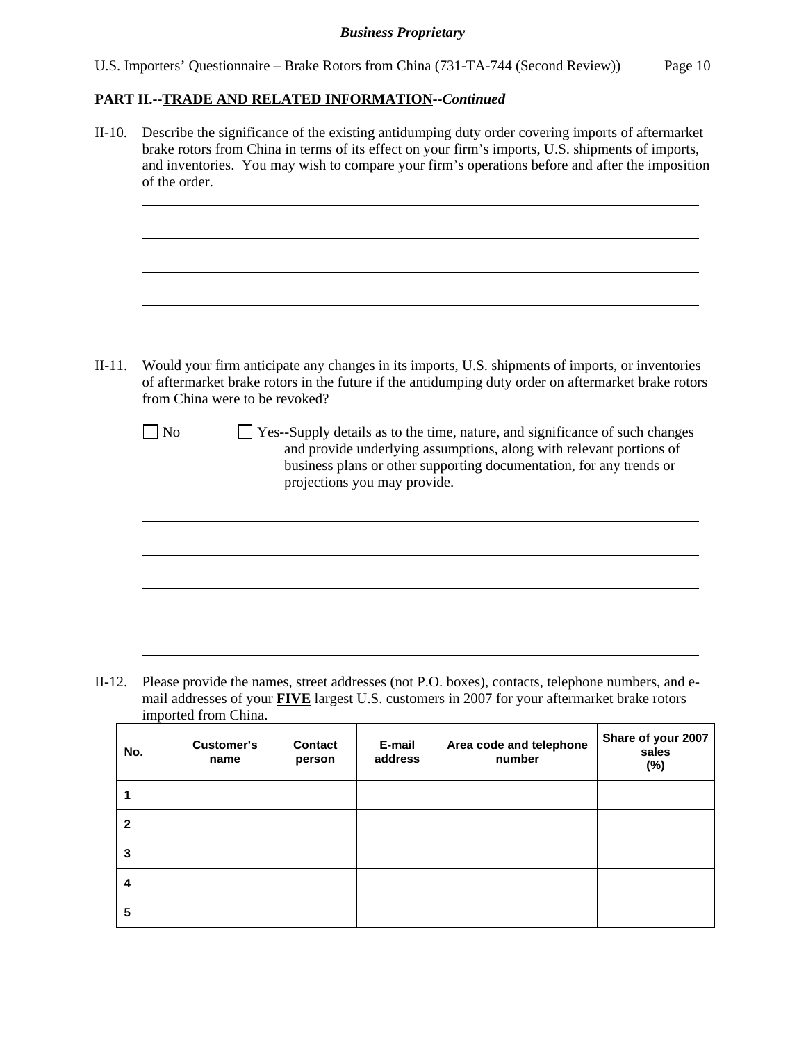*Business Proprietary*

## PART II.--<u>TRADE AND RELATED INFORMATION</u>--*Continued*

II-10. Describe the significance of the existing antidumping duty order covering imports of aftermarket brake rotors from China in terms of its effect on your firm's imports, U.S. shipments of imports, and inventories. You may wish to compare your firm's operations before and after the imposition of the order.

II-11. Would your firm anticipate any changes in its imports, U.S. shipments of imports, or inventories of aftermarket brake rotors in the future if the antidumping duty order on aftermarket brake rotors from China were to be revoked?

☐ No ☐ Yes--Supply details as to the time, nature, and significance of such changes and provide underlying assumptions, along with relevant portions of business plans or other supporting documentation, for any trends or projections you may provide.

II-12. Please provide the names, street addresses (not P.O. boxes), contacts, telephone numbers, and e-mail addresses of your **<u>FIVE</u>** largest U.S. customers in 2007 for your aftermarket brake rotors imported from China.

| No. | Customer's name | Contact person | E-mail address | Area code and telephone number | Share of your 2007 sales (%) |
|---|---|---|---|---|---|
| 1 | | | | | |
| 2 | | | | | |
| 3 | | | | | |
| 4 | | | | | |
| 5 | | | | | |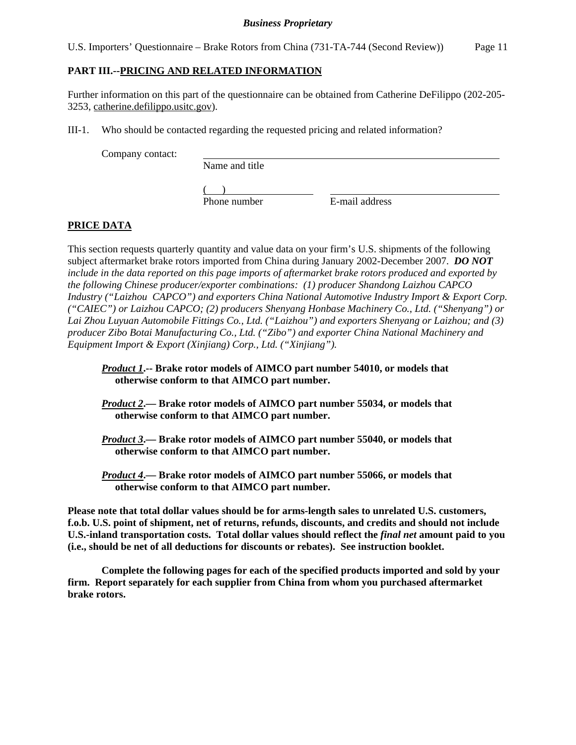## PART III.--PRICING AND RELATED INFORMATION

Further information on this part of the questionnaire can be obtained from Catherine DeFilippo (202-205-3253, catherine.defilippo.usitc.gov).

III-1. Who should be contacted regarding the requested pricing and related information?

Company contact: ______________________________
Name and title

(    ) ________________ ______________________________
Phone number E-mail address

### PRICE DATA

This section requests quarterly quantity and value data on your firm's U.S. shipments of the following subject aftermarket brake rotors imported from China during January 2002-December 2007. ***DO NOT*** *include in the data reported on this page imports of aftermarket brake rotors produced and exported by the following Chinese producer/exporter combinations: (1) producer Shandong Laizhou CAPCO Industry ("Laizhou CAPCO") and exporters China National Automotive Industry Import & Export Corp. ("CAIEC") or Laizhou CAPCO; (2) producers Shenyang Honbase Machinery Co., Ltd. ("Shenyang") or Lai Zhou Luyuan Automobile Fittings Co., Ltd. ("Laizhou") and exporters Shenyang or Laizhou; and (3) producer Zibo Botai Manufacturing Co., Ltd. ("Zibo") and exporter China National Machinery and Equipment Import & Export (Xinjiang) Corp., Ltd. ("Xinjiang").*

> ***Product 1*.-- Brake rotor models of AIMCO part number 54010, or models that otherwise conform to that AIMCO part number.**
>
> ***Product 2*.— Brake rotor models of AIMCO part number 55034, or models that otherwise conform to that AIMCO part number.**
>
> ***Product 3*.— Brake rotor models of AIMCO part number 55040, or models that otherwise conform to that AIMCO part number.**
>
> ***Product 4*.— Brake rotor models of AIMCO part number 55066, or models that otherwise conform to that AIMCO part number.**

**Please note that total dollar values should be for arms-length sales to unrelated U.S. customers, f.o.b. U.S. point of shipment, net of returns, refunds, discounts, and credits and should not include U.S.-inland transportation costs. Total dollar values should reflect the *final net* amount paid to you (i.e., should be net of all deductions for discounts or rebates). See instruction booklet.**

**Complete the following pages for each of the specified products imported and sold by your firm. Report separately for each supplier from China from whom you purchased aftermarket brake rotors.**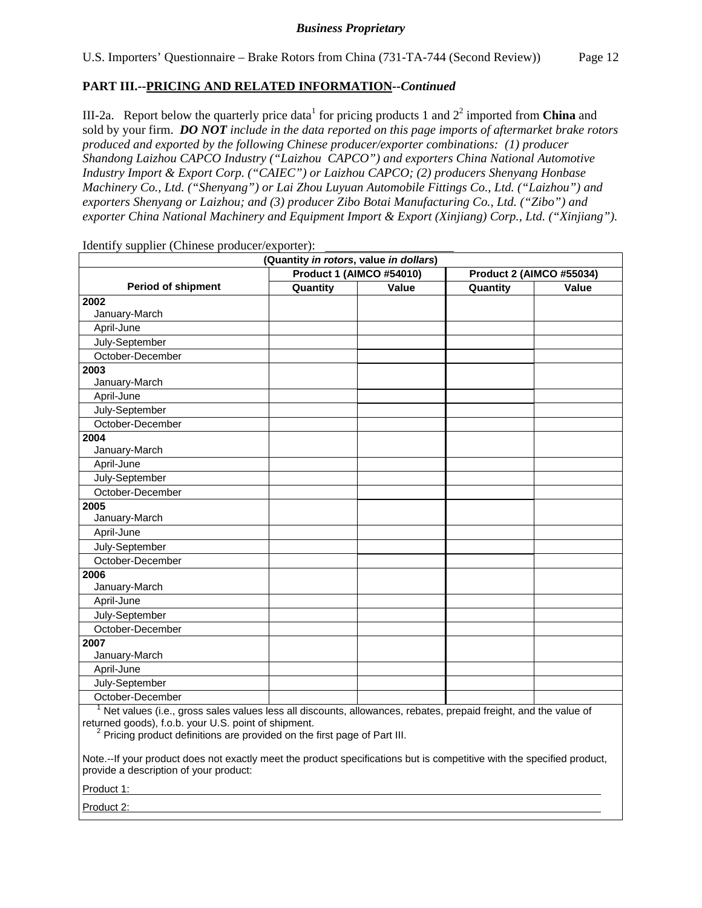**PART III.--PRICING AND RELATED INFORMATION--*Continued***

III-2a. Report below the quarterly price data[1] for pricing products 1 and 2[2] imported from **China** and sold by your firm. ***DO NOT** include in the data reported on this page imports of aftermarket brake rotors produced and exported by the following Chinese producer/exporter combinations: (1) producer Shandong Laizhou CAPCO Industry ("Laizhou CAPCO") and exporters China National Automotive Industry Import & Export Corp. ("CAIEC") or Laizhou CAPCO; (2) producers Shenyang Honbase Machinery Co., Ltd. ("Shenyang") or Lai Zhou Luyuan Automobile Fittings Co., Ltd. ("Laizhou") and exporters Shenyang or Laizhou; and (3) producer Zibo Botai Manufacturing Co., Ltd. ("Zibo") and exporter China National Machinery and Equipment Import & Export (Xinjiang) Corp., Ltd. ("Xinjiang").*

Identify supplier (Chinese producer/exporter): ____________________

| (Quantity *in rotors*, value *in dollars*) | | | | |
|---|---|---|---|---|
| | Product 1 (AIMCO #54010) | | Product 2 (AIMCO #55034) | |
| **Period of shipment** | **Quantity** | **Value** | **Quantity** | **Value** |
| **2002** January-March | | | | |
| April-June | | | | |
| July-September | | | | |
| October-December | | | | |
| **2003** January-March | | | | |
| April-June | | | | |
| July-September | | | | |
| October-December | | | | |
| **2004** January-March | | | | |
| April-June | | | | |
| July-September | | | | |
| October-December | | | | |
| **2005** January-March | | | | |
| April-June | | | | |
| July-September | | | | |
| October-December | | | | |
| **2006** January-March | | | | |
| April-June | | | | |
| July-September | | | | |
| October-December | | | | |
| **2007** January-March | | | | |
| April-June | | | | |
| July-September | | | | |
| October-December | | | | |

[1] Net values (i.e., gross sales values less all discounts, allowances, rebates, prepaid freight, and the value of returned goods), f.o.b. your U.S. point of shipment.

[2] Pricing product definitions are provided on the first page of Part III.

Note.--If your product does not exactly meet the product specifications but is competitive with the specified product, provide a description of your product:

Product 1: ____________________

Product 2: ____________________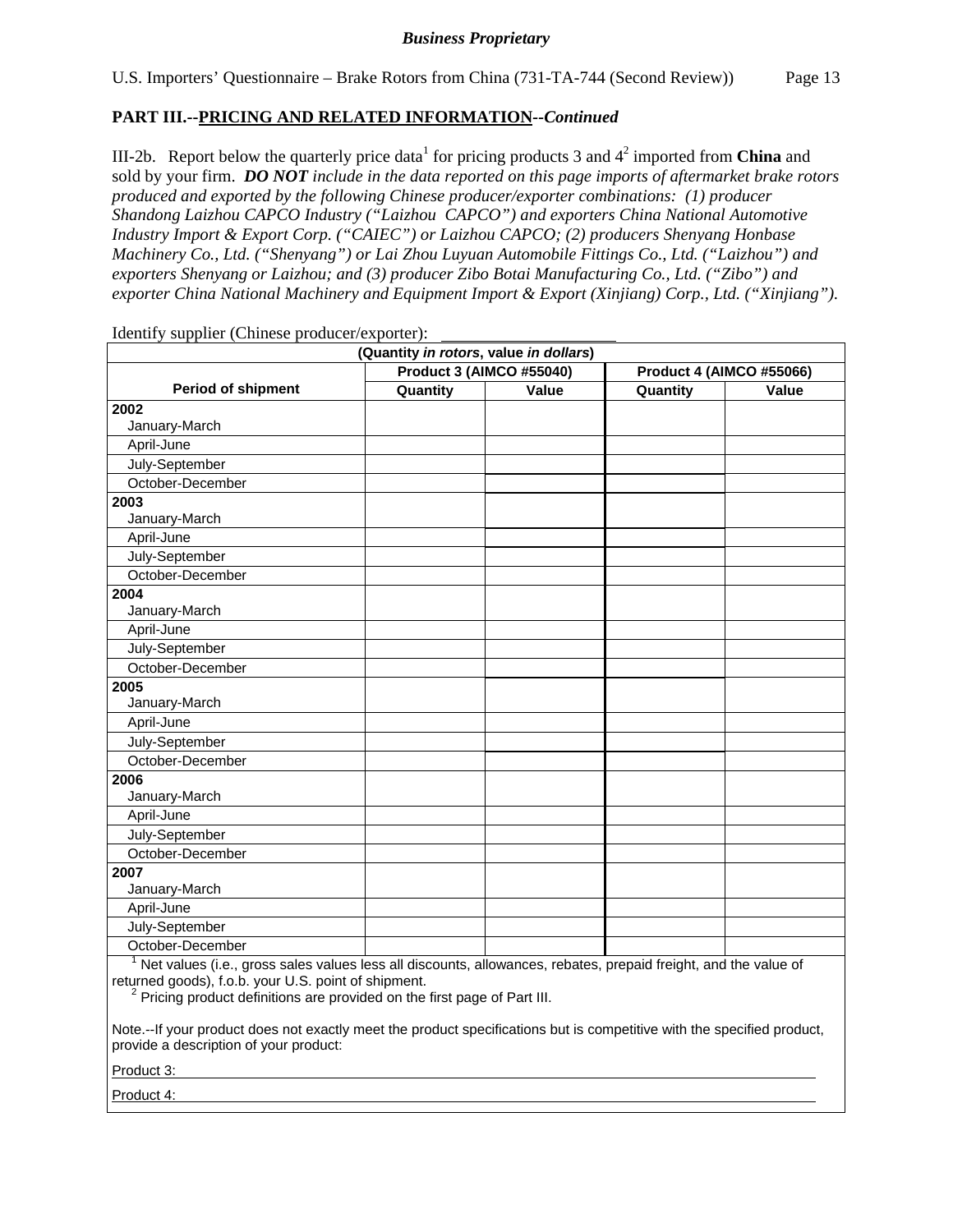**PART III.--PRICING AND RELATED INFORMATION--*Continued***

III-2b. Report below the quarterly price data[1] for pricing products 3 and 4[2] imported from **China** and sold by your firm. ***DO NOT** include in the data reported on this page imports of aftermarket brake rotors produced and exported by the following Chinese producer/exporter combinations: (1) producer Shandong Laizhou CAPCO Industry ("Laizhou CAPCO") and exporters China National Automotive Industry Import & Export Corp. ("CAIEC") or Laizhou CAPCO; (2) producers Shenyang Honbase Machinery Co., Ltd. ("Shenyang") or Lai Zhou Luyuan Automobile Fittings Co., Ltd. ("Laizhou") and exporters Shenyang or Laizhou; and (3) producer Zibo Botai Manufacturing Co., Ltd. ("Zibo") and exporter China National Machinery and Equipment Import & Export (Xinjiang) Corp., Ltd. ("Xinjiang").*

Identify supplier (Chinese producer/exporter): ____________________

| (Quantity *in rotors*, value *in dollars*) | | | | |
|---|---|---|---|---|
| | Product 3 (AIMCO #55040) | | Product 4 (AIMCO #55066) | |
| **Period of shipment** | **Quantity** | **Value** | **Quantity** | **Value** |
| **2002** January-March | | | | |
| April-June | | | | |
| July-September | | | | |
| October-December | | | | |
| **2003** January-March | | | | |
| April-June | | | | |
| July-September | | | | |
| October-December | | | | |
| **2004** January-March | | | | |
| April-June | | | | |
| July-September | | | | |
| October-December | | | | |
| **2005** January-March | | | | |
| April-June | | | | |
| July-September | | | | |
| October-December | | | | |
| **2006** January-March | | | | |
| April-June | | | | |
| July-September | | | | |
| October-December | | | | |
| **2007** January-March | | | | |
| April-June | | | | |
| July-September | | | | |
| October-December | | | | |

[1] Net values (i.e., gross sales values less all discounts, allowances, rebates, prepaid freight, and the value of returned goods), f.o.b. your U.S. point of shipment.

[2] Pricing product definitions are provided on the first page of Part III.

Note.--If your product does not exactly meet the product specifications but is competitive with the specified product, provide a description of your product:

Product 3: ____________________

Product 4: ____________________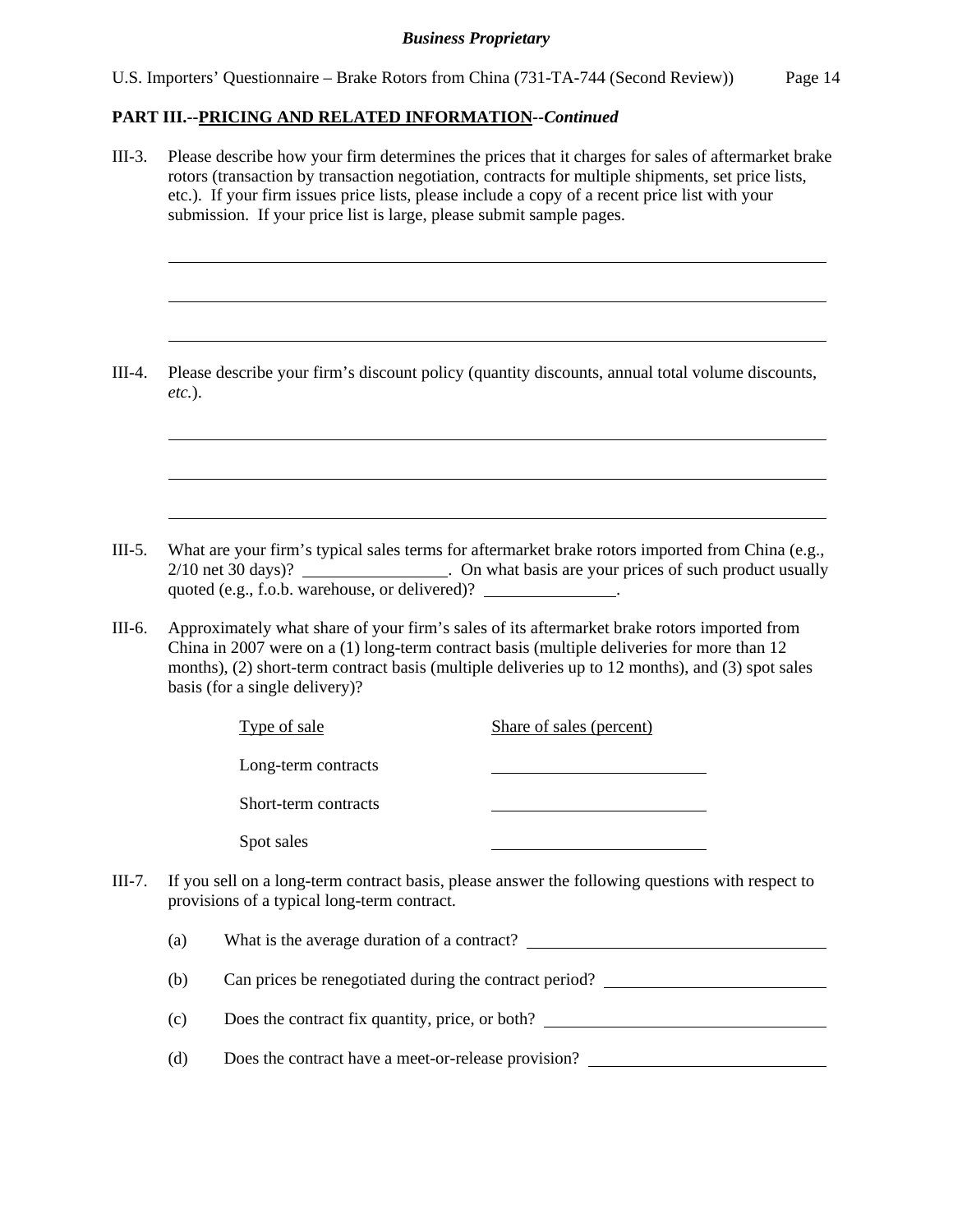## PART III.--PRICING AND RELATED INFORMATION--*Continued*

III-3. Please describe how your firm determines the prices that it charges for sales of aftermarket brake rotors (transaction by transaction negotiation, contracts for multiple shipments, set price lists, etc.). If your firm issues price lists, please include a copy of a recent price list with your submission. If your price list is large, please submit sample pages.

______________________________________________________________________________

______________________________________________________________________________

______________________________________________________________________________

III-4. Please describe your firm's discount policy (quantity discounts, annual total volume discounts, *etc.*).

______________________________________________________________________________

______________________________________________________________________________

______________________________________________________________________________

III-5. What are your firm's typical sales terms for aftermarket brake rotors imported from China (e.g., 2/10 net 30 days)? ________________. On what basis are your prices of such product usually quoted (e.g., f.o.b. warehouse, or delivered)? ________________.

III-6. Approximately what share of your firm's sales of its aftermarket brake rotors imported from China in 2007 were on a (1) long-term contract basis (multiple deliveries for more than 12 months), (2) short-term contract basis (multiple deliveries up to 12 months), and (3) spot sales basis (for a single delivery)?

| Type of sale | Share of sales (percent) |
|---|---|
| Long-term contracts | ________________ |
| Short-term contracts | ________________ |
| Spot sales | ________________ |

III-7. If you sell on a long-term contract basis, please answer the following questions with respect to provisions of a typical long-term contract.

(a) What is the average duration of a contract? ________________

(b) Can prices be renegotiated during the contract period? ________________

(c) Does the contract fix quantity, price, or both? ________________

(d) Does the contract have a meet-or-release provision? ________________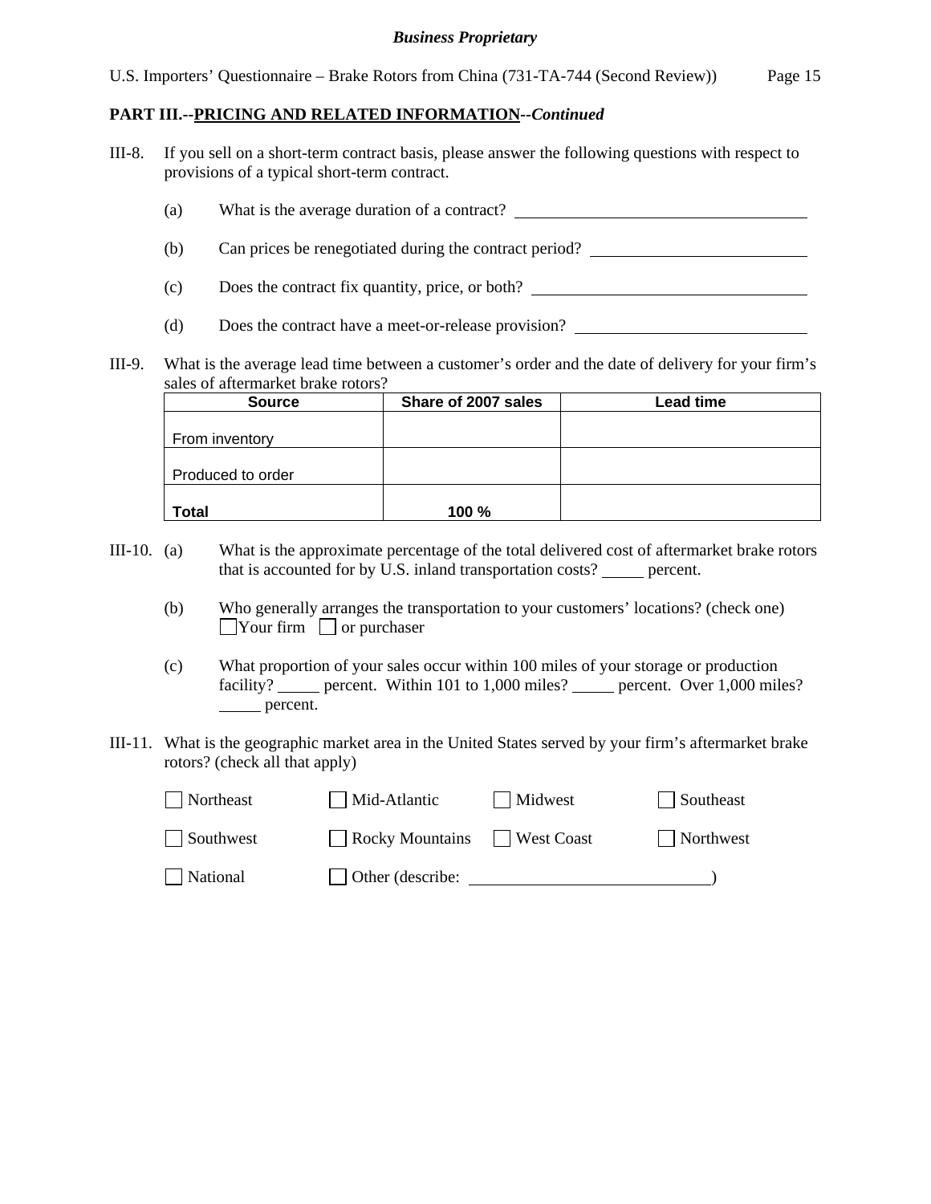**PART III.--PRICING AND RELATED INFORMATION--*Continued***

III-8. If you sell on a short-term contract basis, please answer the following questions with respect to provisions of a typical short-term contract.

(a) What is the average duration of a contract? ____________________

(b) Can prices be renegotiated during the contract period? ____________________

(c) Does the contract fix quantity, price, or both? ____________________

(d) Does the contract have a meet-or-release provision? ____________________

III-9. What is the average lead time between a customer's order and the date of delivery for your firm's sales of aftermarket brake rotors?

| Source | Share of 2007 sales | Lead time |
|---|---|---|
| From inventory | | |
| Produced to order | | |
| **Total** | **100 %** | |

III-10. (a) What is the approximate percentage of the total delivered cost of aftermarket brake rotors that is accounted for by U.S. inland transportation costs? _____ percent.

(b) Who generally arranges the transportation to your customers' locations? (check one)
☐ Your firm ☐ or purchaser

(c) What proportion of your sales occur within 100 miles of your storage or production facility? _____ percent. Within 101 to 1,000 miles? _____ percent. Over 1,000 miles? _____ percent.

III-11. What is the geographic market area in the United States served by your firm's aftermarket brake rotors? (check all that apply)

☐ Northeast ☐ Mid-Atlantic ☐ Midwest ☐ Southeast

☐ Southwest ☐ Rocky Mountains ☐ West Coast ☐ Northwest

☐ National ☐ Other (describe: ____________________)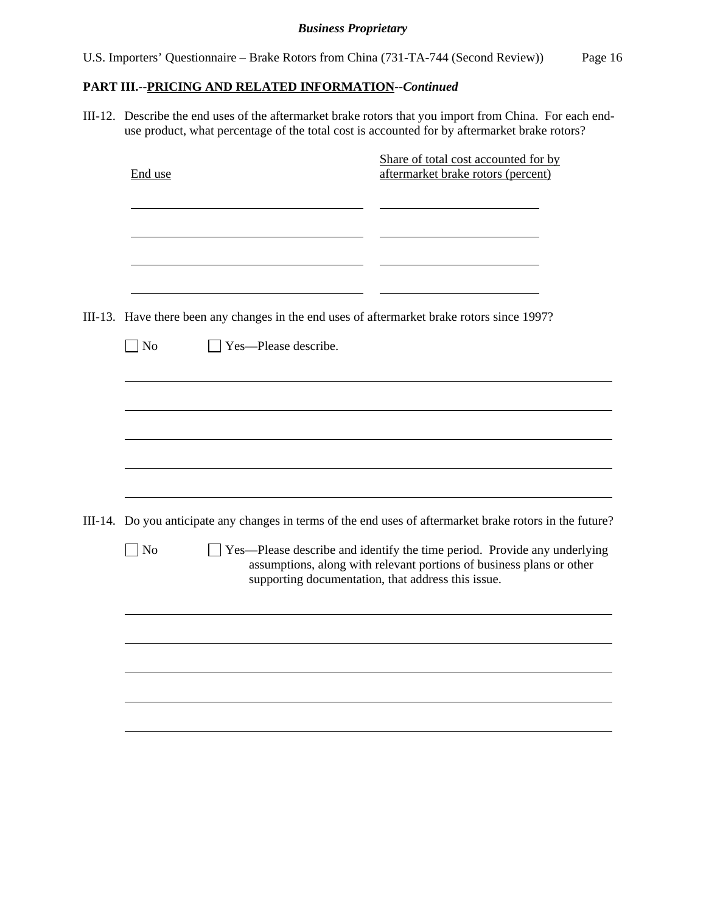## PART III.--PRICING AND RELATED INFORMATION--*Continued*

III-12. Describe the end uses of the aftermarket brake rotors that you import from China. For each end-use product, what percentage of the total cost is accounted for by aftermarket brake rotors?

| End use | Share of total cost accounted for by aftermarket brake rotors (percent) |
|---|---|
| | |
| | |
| | |
| | |

III-13. Have there been any changes in the end uses of aftermarket brake rotors since 1997?

☐ No ☐ Yes—Please describe.

III-14. Do you anticipate any changes in terms of the end uses of aftermarket brake rotors in the future?

☐ No ☐ Yes—Please describe and identify the time period. Provide any underlying assumptions, along with relevant portions of business plans or other supporting documentation, that address this issue.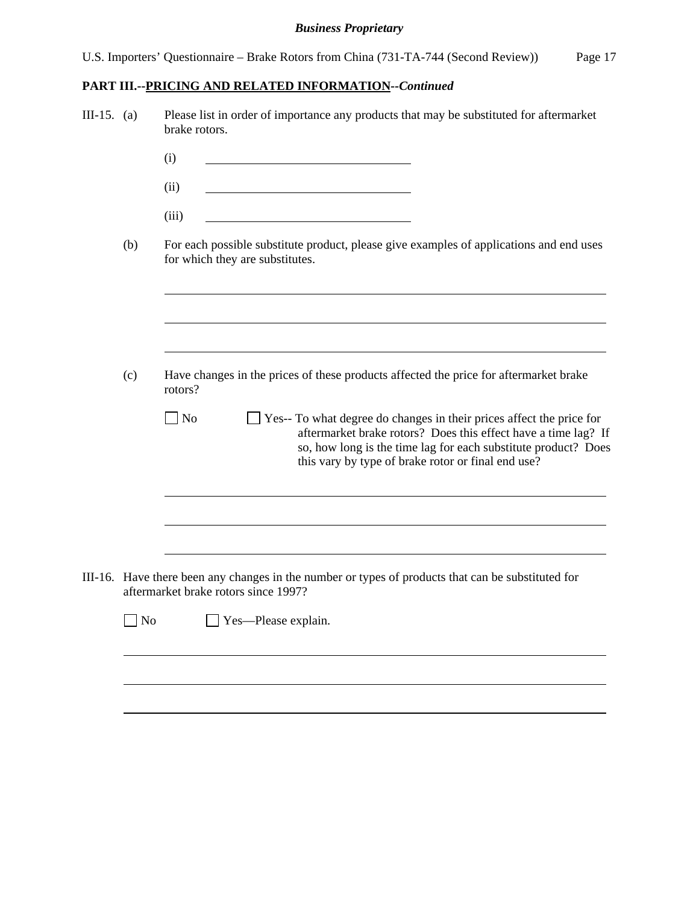## PART III.--PRICING AND RELATED INFORMATION--*Continued*

III-15. (a) Please list in order of importance any products that may be substituted for aftermarket brake rotors.

(i) \_\_\_\_\_\_\_\_\_\_\_\_\_\_\_\_\_\_\_\_\_\_\_\_\_\_\_\_

(ii) \_\_\_\_\_\_\_\_\_\_\_\_\_\_\_\_\_\_\_\_\_\_\_\_\_\_\_\_

(iii) \_\_\_\_\_\_\_\_\_\_\_\_\_\_\_\_\_\_\_\_\_\_\_\_\_\_\_\_

(b) For each possible substitute product, please give examples of applications and end uses for which they are substitutes.

\_\_\_\_\_\_\_\_\_\_\_\_\_\_\_\_\_\_\_\_\_\_\_\_\_\_\_\_\_\_\_\_\_\_\_\_\_\_\_\_\_\_\_\_\_\_\_\_\_\_\_\_\_\_\_\_

\_\_\_\_\_\_\_\_\_\_\_\_\_\_\_\_\_\_\_\_\_\_\_\_\_\_\_\_\_\_\_\_\_\_\_\_\_\_\_\_\_\_\_\_\_\_\_\_\_\_\_\_\_\_\_\_

\_\_\_\_\_\_\_\_\_\_\_\_\_\_\_\_\_\_\_\_\_\_\_\_\_\_\_\_\_\_\_\_\_\_\_\_\_\_\_\_\_\_\_\_\_\_\_\_\_\_\_\_\_\_\_\_

(c) Have changes in the prices of these products affected the price for aftermarket brake rotors?

☐ No ☐ Yes-- To what degree do changes in their prices affect the price for aftermarket brake rotors? Does this effect have a time lag? If so, how long is the time lag for each substitute product? Does this vary by type of brake rotor or final end use?

\_\_\_\_\_\_\_\_\_\_\_\_\_\_\_\_\_\_\_\_\_\_\_\_\_\_\_\_\_\_\_\_\_\_\_\_\_\_\_\_\_\_\_\_\_\_\_\_\_\_\_\_\_\_\_\_

\_\_\_\_\_\_\_\_\_\_\_\_\_\_\_\_\_\_\_\_\_\_\_\_\_\_\_\_\_\_\_\_\_\_\_\_\_\_\_\_\_\_\_\_\_\_\_\_\_\_\_\_\_\_\_\_

\_\_\_\_\_\_\_\_\_\_\_\_\_\_\_\_\_\_\_\_\_\_\_\_\_\_\_\_\_\_\_\_\_\_\_\_\_\_\_\_\_\_\_\_\_\_\_\_\_\_\_\_\_\_\_\_

III-16. Have there been any changes in the number or types of products that can be substituted for aftermarket brake rotors since 1997?

☐ No ☐ Yes—Please explain.

\_\_\_\_\_\_\_\_\_\_\_\_\_\_\_\_\_\_\_\_\_\_\_\_\_\_\_\_\_\_\_\_\_\_\_\_\_\_\_\_\_\_\_\_\_\_\_\_\_\_\_\_\_\_\_\_

\_\_\_\_\_\_\_\_\_\_\_\_\_\_\_\_\_\_\_\_\_\_\_\_\_\_\_\_\_\_\_\_\_\_\_\_\_\_\_\_\_\_\_\_\_\_\_\_\_\_\_\_\_\_\_\_

\_\_\_\_\_\_\_\_\_\_\_\_\_\_\_\_\_\_\_\_\_\_\_\_\_\_\_\_\_\_\_\_\_\_\_\_\_\_\_\_\_\_\_\_\_\_\_\_\_\_\_\_\_\_\_\_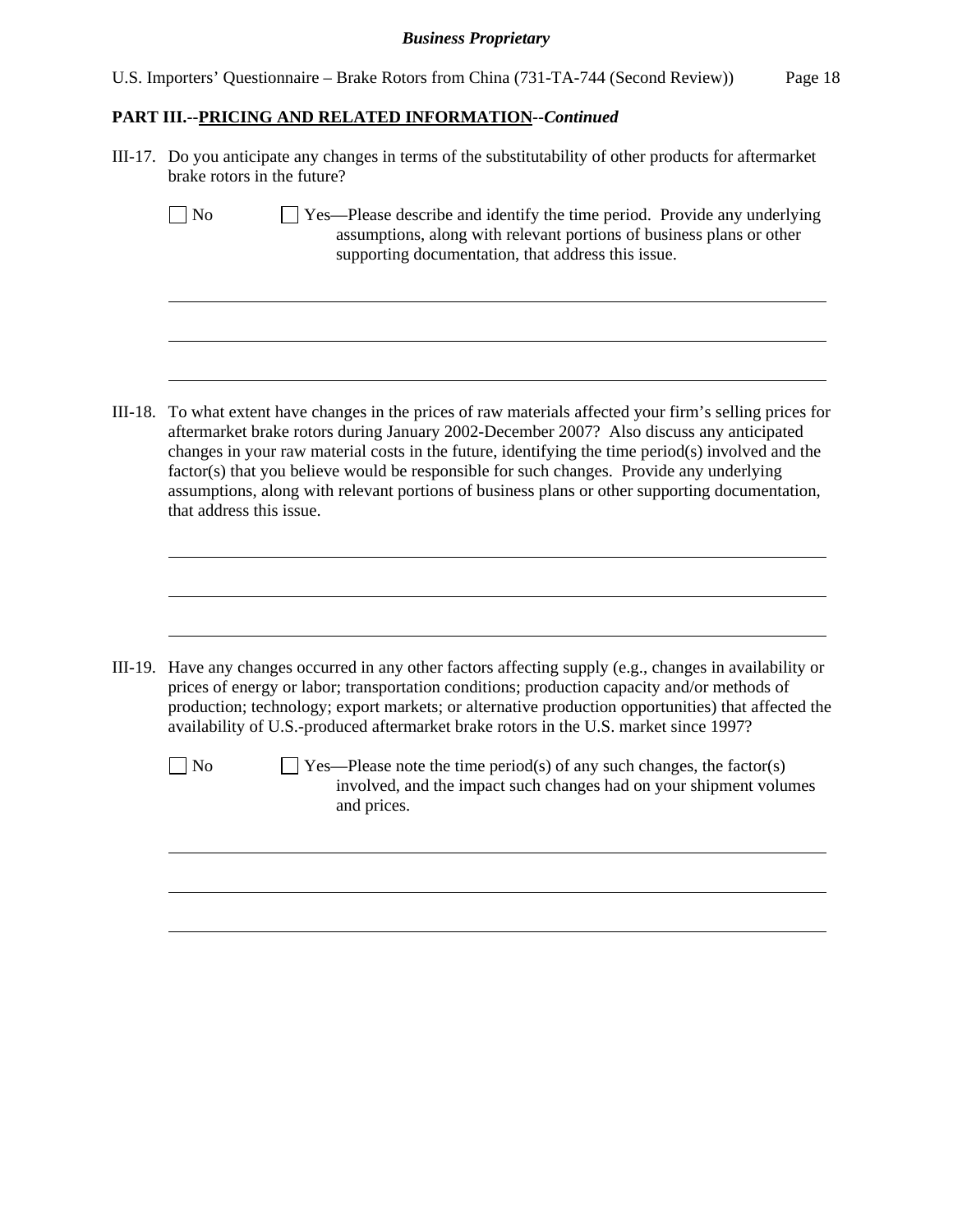**PART III.--PRICING AND RELATED INFORMATION--*Continued***

III-17. Do you anticipate any changes in terms of the substitutability of other products for aftermarket brake rotors in the future?

☐ No ☐ Yes—Please describe and identify the time period. Provide any underlying assumptions, along with relevant portions of business plans or other supporting documentation, that address this issue.

III-18. To what extent have changes in the prices of raw materials affected your firm's selling prices for aftermarket brake rotors during January 2002-December 2007? Also discuss any anticipated changes in your raw material costs in the future, identifying the time period(s) involved and the factor(s) that you believe would be responsible for such changes. Provide any underlying assumptions, along with relevant portions of business plans or other supporting documentation, that address this issue.

III-19. Have any changes occurred in any other factors affecting supply (e.g., changes in availability or prices of energy or labor; transportation conditions; production capacity and/or methods of production; technology; export markets; or alternative production opportunities) that affected the availability of U.S.-produced aftermarket brake rotors in the U.S. market since 1997?

☐ No ☐ Yes—Please note the time period(s) of any such changes, the factor(s) involved, and the impact such changes had on your shipment volumes and prices.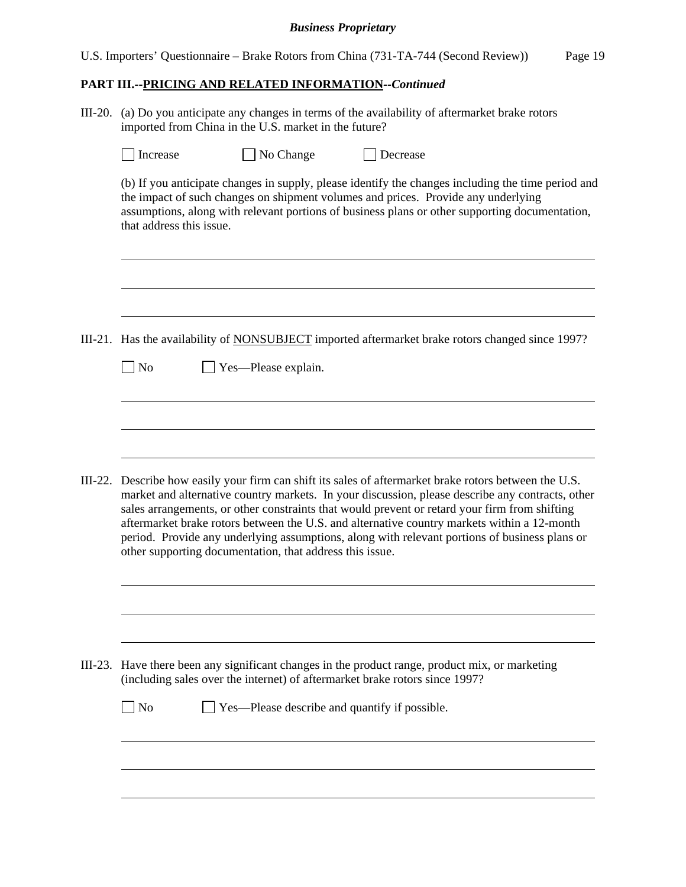## PART III.--PRICING AND RELATED INFORMATION--*Continued*

III-20. (a) Do you anticipate any changes in terms of the availability of aftermarket brake rotors imported from China in the U.S. market in the future?

☐ Increase ☐ No Change ☐ Decrease

(b) If you anticipate changes in supply, please identify the changes including the time period and the impact of such changes on shipment volumes and prices. Provide any underlying assumptions, along with relevant portions of business plans or other supporting documentation, that address this issue.

III-21. Has the availability of NONSUBJECT imported aftermarket brake rotors changed since 1997?

☐ No ☐ Yes—Please explain.

III-22. Describe how easily your firm can shift its sales of aftermarket brake rotors between the U.S. market and alternative country markets. In your discussion, please describe any contracts, other sales arrangements, or other constraints that would prevent or retard your firm from shifting aftermarket brake rotors between the U.S. and alternative country markets within a 12-month period. Provide any underlying assumptions, along with relevant portions of business plans or other supporting documentation, that address this issue.

III-23. Have there been any significant changes in the product range, product mix, or marketing (including sales over the internet) of aftermarket brake rotors since 1997?

☐ No ☐ Yes—Please describe and quantify if possible.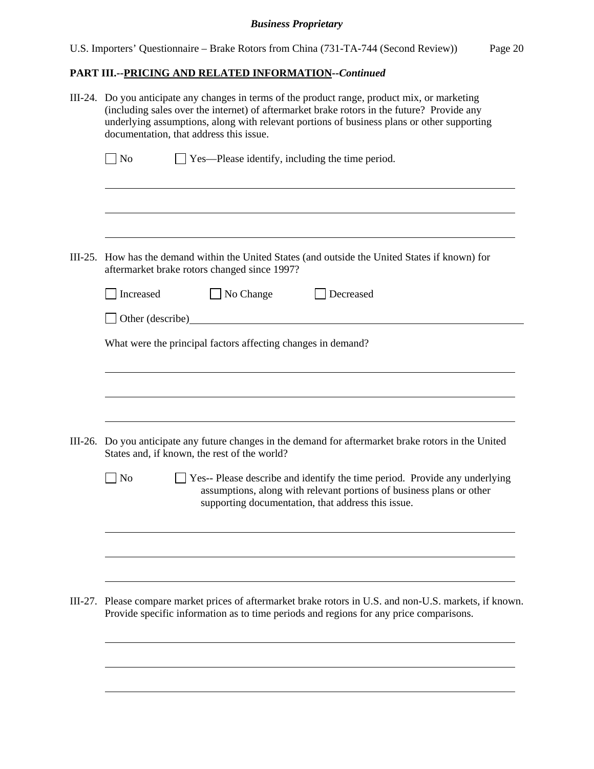**PART III.--PRICING AND RELATED INFORMATION--*Continued***

III-24. Do you anticipate any changes in terms of the product range, product mix, or marketing (including sales over the internet) of aftermarket brake rotors in the future? Provide any underlying assumptions, along with relevant portions of business plans or other supporting documentation, that address this issue.

☐ No ☐ Yes—Please identify, including the time period.

III-25. How has the demand within the United States (and outside the United States if known) for aftermarket brake rotors changed since 1997?

☐ Increased ☐ No Change ☐ Decreased

☐ Other (describe)

What were the principal factors affecting changes in demand?

III-26. Do you anticipate any future changes in the demand for aftermarket brake rotors in the United States and, if known, the rest of the world?

☐ No ☐ Yes-- Please describe and identify the time period. Provide any underlying assumptions, along with relevant portions of business plans or other supporting documentation, that address this issue.

III-27. Please compare market prices of aftermarket brake rotors in U.S. and non-U.S. markets, if known. Provide specific information as to time periods and regions for any price comparisons.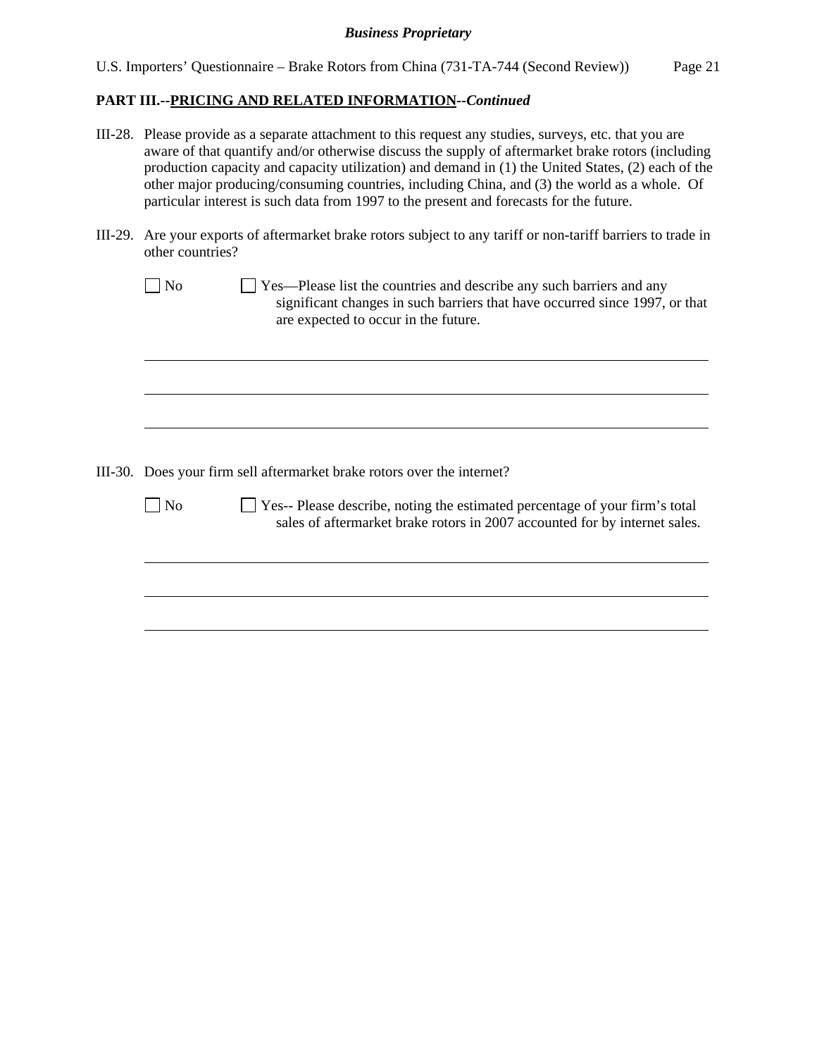**PART III.--PRICING AND RELATED INFORMATION--*Continued***

III-28. Please provide as a separate attachment to this request any studies, surveys, etc. that you are aware of that quantify and/or otherwise discuss the supply of aftermarket brake rotors (including production capacity and capacity utilization) and demand in (1) the United States, (2) each of the other major producing/consuming countries, including China, and (3) the world as a whole. Of particular interest is such data from 1997 to the present and forecasts for the future.

III-29. Are your exports of aftermarket brake rotors subject to any tariff or non-tariff barriers to trade in other countries?

☐ No ☐ Yes—Please list the countries and describe any such barriers and any significant changes in such barriers that have occurred since 1997, or that are expected to occur in the future.

\_\_\_\_\_\_\_\_\_\_\_\_\_\_\_\_\_\_\_\_\_\_\_\_\_\_\_\_\_\_\_\_\_\_\_\_\_\_\_\_\_\_\_\_\_\_\_\_\_\_\_\_\_\_\_\_\_\_\_\_\_\_\_\_\_\_\_\_\_\_\_\_

\_\_\_\_\_\_\_\_\_\_\_\_\_\_\_\_\_\_\_\_\_\_\_\_\_\_\_\_\_\_\_\_\_\_\_\_\_\_\_\_\_\_\_\_\_\_\_\_\_\_\_\_\_\_\_\_\_\_\_\_\_\_\_\_\_\_\_\_\_\_\_\_

\_\_\_\_\_\_\_\_\_\_\_\_\_\_\_\_\_\_\_\_\_\_\_\_\_\_\_\_\_\_\_\_\_\_\_\_\_\_\_\_\_\_\_\_\_\_\_\_\_\_\_\_\_\_\_\_\_\_\_\_\_\_\_\_\_\_\_\_\_\_\_\_

III-30. Does your firm sell aftermarket brake rotors over the internet?

☐ No ☐ Yes-- Please describe, noting the estimated percentage of your firm's total sales of aftermarket brake rotors in 2007 accounted for by internet sales.

\_\_\_\_\_\_\_\_\_\_\_\_\_\_\_\_\_\_\_\_\_\_\_\_\_\_\_\_\_\_\_\_\_\_\_\_\_\_\_\_\_\_\_\_\_\_\_\_\_\_\_\_\_\_\_\_\_\_\_\_\_\_\_\_\_\_\_\_\_\_\_\_

\_\_\_\_\_\_\_\_\_\_\_\_\_\_\_\_\_\_\_\_\_\_\_\_\_\_\_\_\_\_\_\_\_\_\_\_\_\_\_\_\_\_\_\_\_\_\_\_\_\_\_\_\_\_\_\_\_\_\_\_\_\_\_\_\_\_\_\_\_\_\_\_

\_\_\_\_\_\_\_\_\_\_\_\_\_\_\_\_\_\_\_\_\_\_\_\_\_\_\_\_\_\_\_\_\_\_\_\_\_\_\_\_\_\_\_\_\_\_\_\_\_\_\_\_\_\_\_\_\_\_\_\_\_\_\_\_\_\_\_\_\_\_\_\_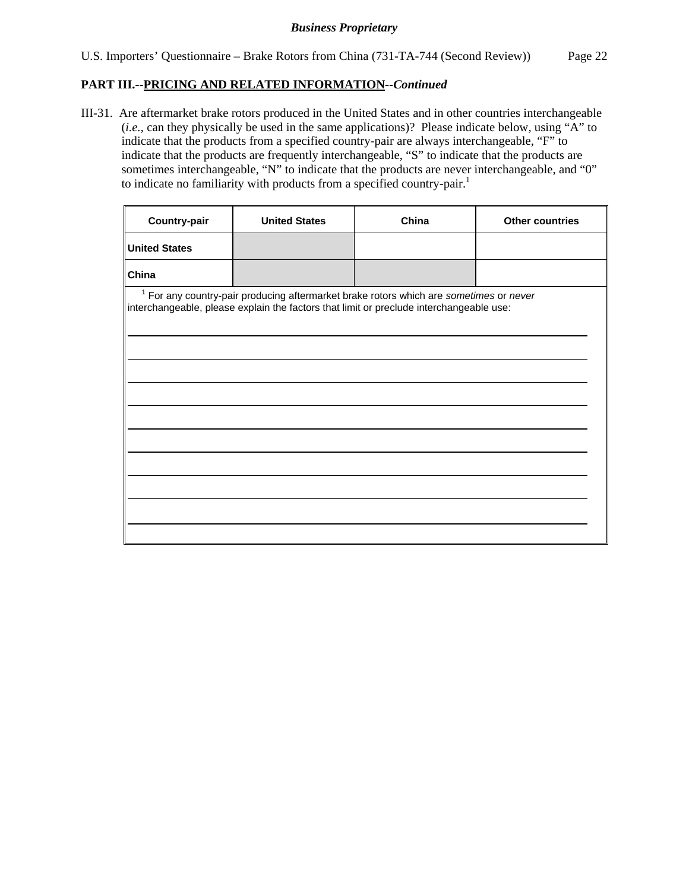**PART III.--PRICING AND RELATED INFORMATION--*Continued***

III-31. Are aftermarket brake rotors produced in the United States and in other countries interchangeable (*i.e.*, can they physically be used in the same applications)? Please indicate below, using "A" to indicate that the products from a specified country-pair are always interchangeable, "F" to indicate that the products are frequently interchangeable, "S" to indicate that the products are sometimes interchangeable, "N" to indicate that the products are never interchangeable, and "0" to indicate no familiarity with products from a specified country-pair.[1]

| Country-pair | United States | China | Other countries |
|---|---|---|---|
| United States | | | |
| China | | | |

[1] For any country-pair producing aftermarket brake rotors which are *sometimes* or *never* interchangeable, please explain the factors that limit or preclude interchangeable use: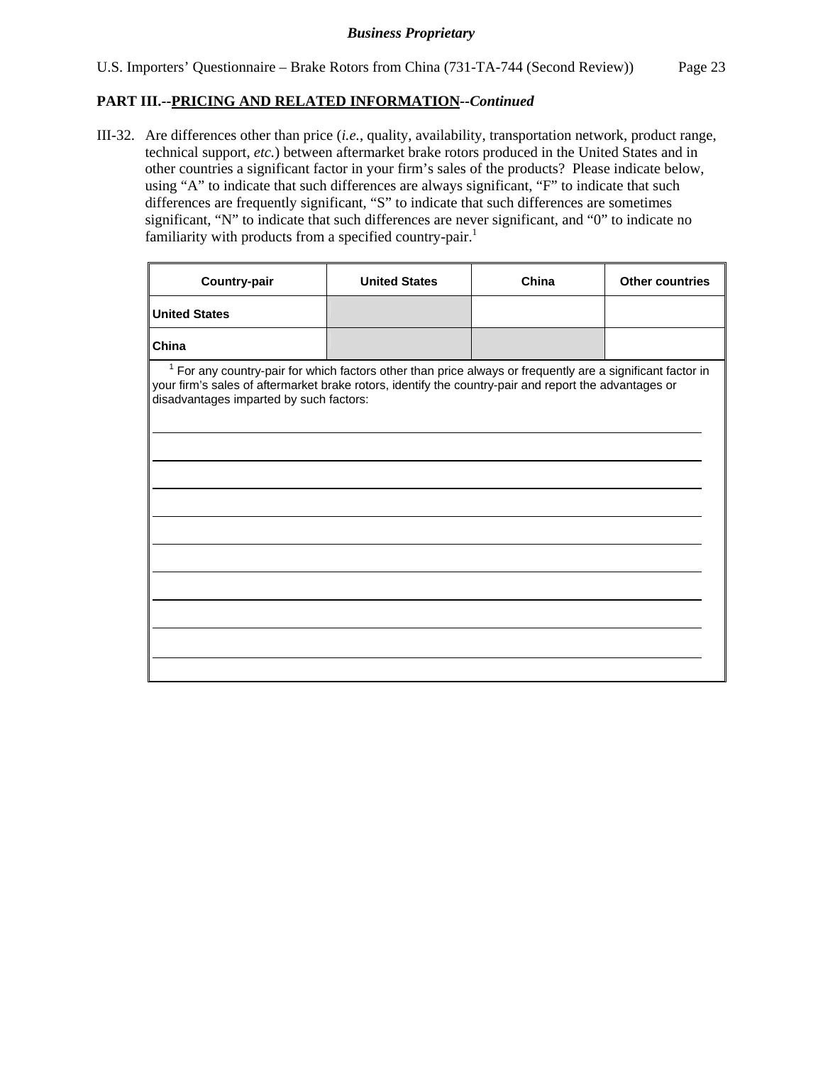**PART III.--PRICING AND RELATED INFORMATION--*Continued***

III-32. Are differences other than price (*i.e.*, quality, availability, transportation network, product range, technical support, *etc.*) between aftermarket brake rotors produced in the United States and in other countries a significant factor in your firm's sales of the products? Please indicate below, using "A" to indicate that such differences are always significant, "F" to indicate that such differences are frequently significant, "S" to indicate that such differences are sometimes significant, "N" to indicate that such differences are never significant, and "0" to indicate no familiarity with products from a specified country-pair.[1]

| Country-pair | United States | China | Other countries |
|---|---|---|---|
| United States | | | |
| China | | | |

[1] For any country-pair for which factors other than price always or frequently are a significant factor in your firm's sales of aftermarket brake rotors, identify the country-pair and report the advantages or disadvantages imparted by such factors: